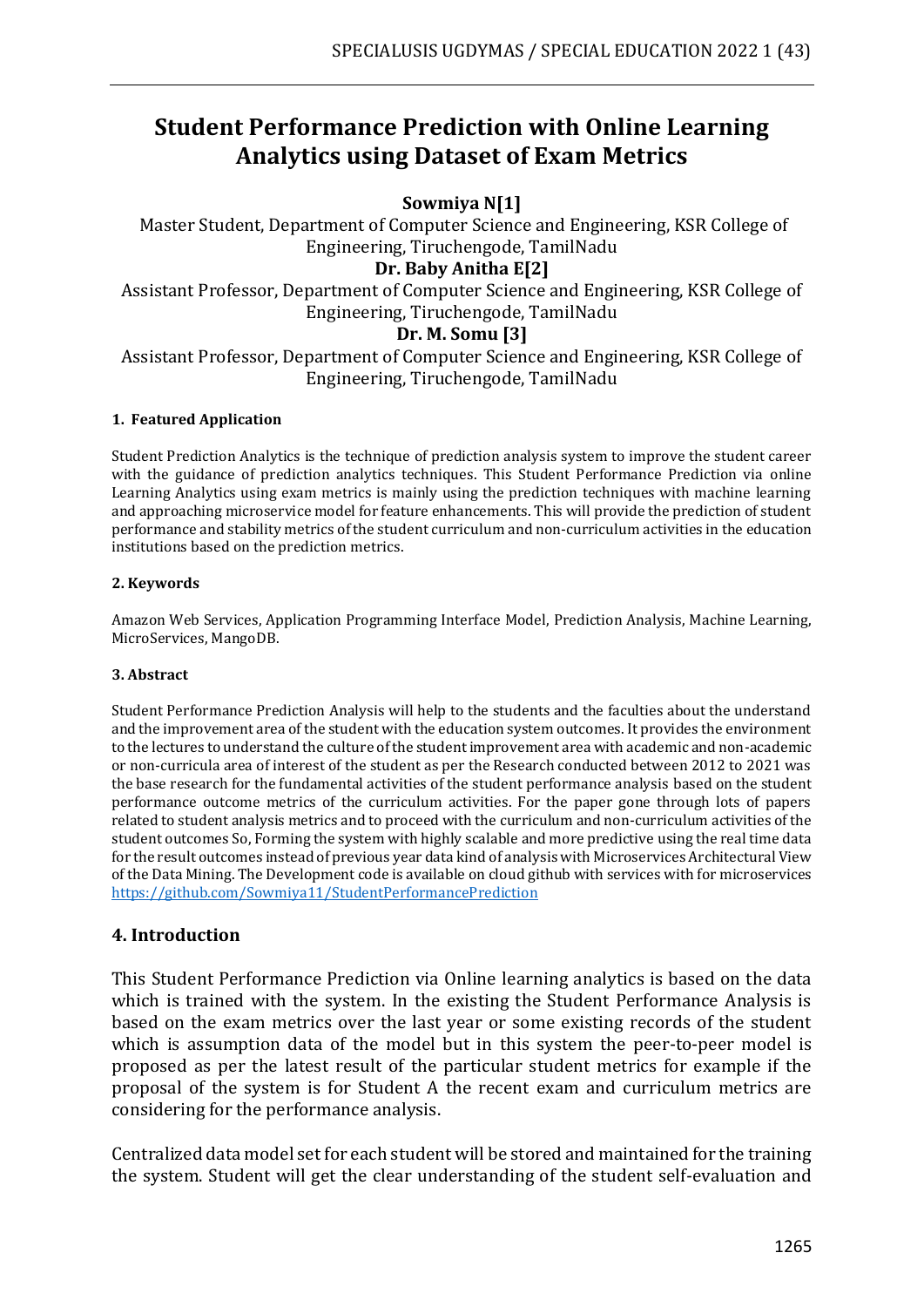# Student Performance Prediction with Online Learning Analytics using Dataset of Exam Metrics

**Sowmiya N[1]**

Master Student, Department of Computer Science and Engineering, KSR College of Engineering, Tiruchengode, TamilNadu

**Dr. Baby Anitha E[2]**

Assistant Professor, Department of Computer Science and Engineering, KSR College of Engineering, Tiruchengode, TamilNadu

**Dr. M. Somu [3]**

Assistant Professor, Department of Computer Science and Engineering, KSR College of Engineering, Tiruchengode, TamilNadu

#### 1. Featured Application

Student Prediction Analytics is the technique of prediction analysis system to improve the student career with the guidance of prediction analytics techniques. This Student Performance Prediction via online Learning Analytics using exam metrics is mainly using the prediction techniques with machine learning and approaching microservice model for feature enhancements. This will provide the prediction of student performance and stability metrics of the student curriculum and non-curriculum activities in the education institutions based on the prediction metrics.

#### 2. Keywords

Amazon Web Services, Application Programming Interface Model, Prediction Analysis, Machine Learning, MicroServices, MangoDB.

#### 3. Abstract

Student Performance Prediction Analysis will help to the students and the faculties about the understand and the improvement area of the student with the education system outcomes. It provides the environment to the lectures to understand the culture of the student improvement area with academic and non-academic or non-curricula area of interest of the student as per the Research conducted between 2012 to 2021 was the base research for the fundamental activities of the student performance analysis based on the student performance outcome metrics of the curriculum activities. For the paper gone through lots of papers related to student analysis metrics and to proceed with the curriculum and non-curriculum activities of the student outcomes So, Forming the system with highly scalable and more predictive using the real time data for the result outcomes instead of previous year data kind of analysis with Microservices Architectural View of the Data Mining. The Development code is available on cloud github with services with for microservices https://github.com/Sowmiya11/StudentPerformancePrediction

## 4. Introduction

This Student Performance Prediction via Online learning analytics is based on the data which is trained with the system. In the existing the Student Performance Analysis is based on the exam metrics over the last year or some existing records of the student which is assumption data of the model but in this system the peer-to-peer model is proposed as per the latest result of the particular student metrics for example if the proposal of the system is for Student A the recent exam and curriculum metrics are considering for the performance analysis.

Centralized data model set for each student will be stored and maintained for the training the system. Student will get the clear understanding of the student self-evaluation and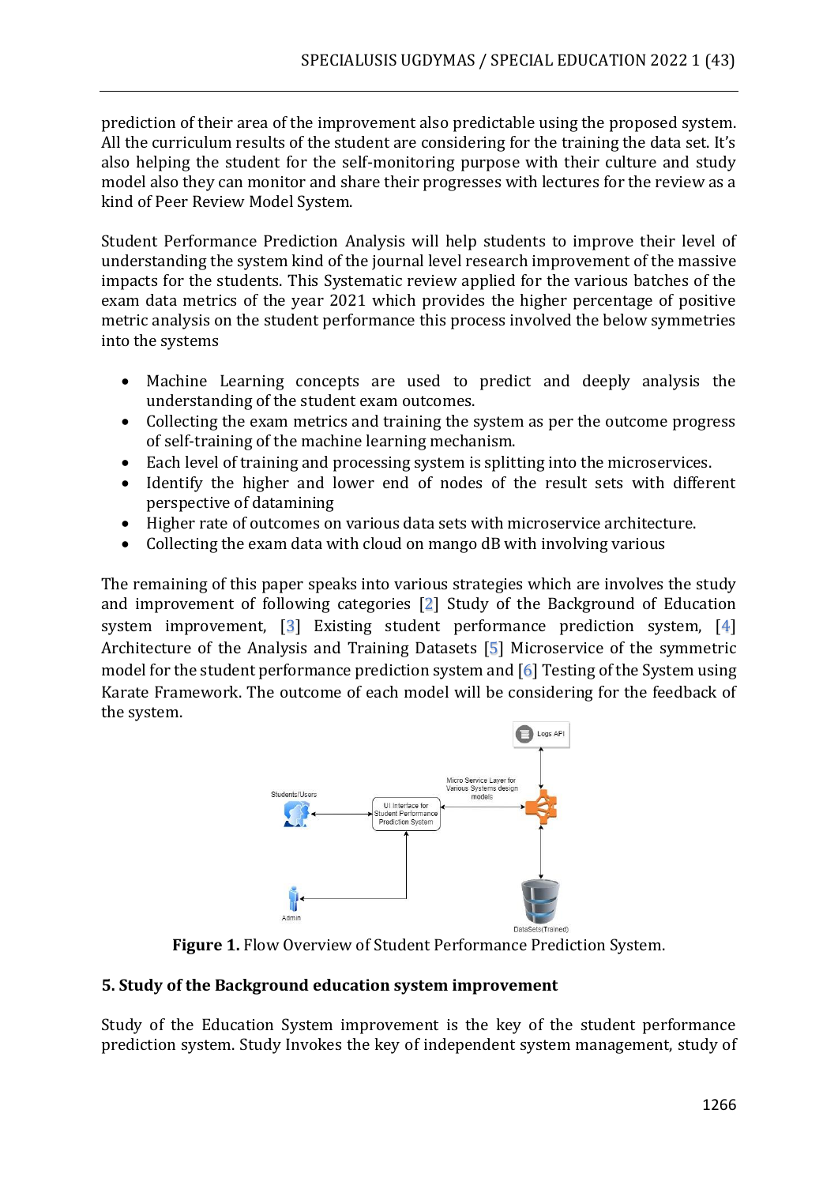prediction of their area of the improvement also predictable using the proposed system. All the curriculum results of the student are considering for the training the data set. It's also helping the student for the self-monitoring purpose with their culture and study model also they can monitor and share their progresses with lectures for the review as a kind of Peer Review Model System.

Student Performance Prediction Analysis will help students to improve their level of understanding the system kind of the journal level research improvement of the massive impacts for the students. This Systematic review applied for the various batches of the exam data metrics of the year 2021 which provides the higher percentage of positive metric analysis on the student performance this process involved the below symmetries into the systems

- Machine Learning concepts are used to predict and deeply analysis the understanding of the student exam outcomes.
- Collecting the exam metrics and training the system as per the outcome progress of self-training of the machine learning mechanism.
- Each level of training and processing system is splitting into the microservices.
- Identify the higher and lower end of nodes of the result sets with different perspective of datamining
- Higher rate of outcomes on various data sets with microservice architecture.
- Collecting the exam data with cloud on mango dB with involving various

The remaining of this paper speaks into various strategies which are involves the study and improvement of following categories [2] Study of the Background of Education system improvement, [3] Existing student performance prediction system, [4] Architecture of the Analysis and Training Datasets [5] Microservice of the symmetric model for the student performance prediction system and [6] Testing of the System using Karate Framework. The outcome of each model will be considering for the feedback of the system.

**Figure 1.** Flow Overview of Student Performance Prediction System.

### 5. Study of the Background education system improvement

Study of the Education System improvement is the key of the student performance prediction system. Study Invokes the key of independent system management, study of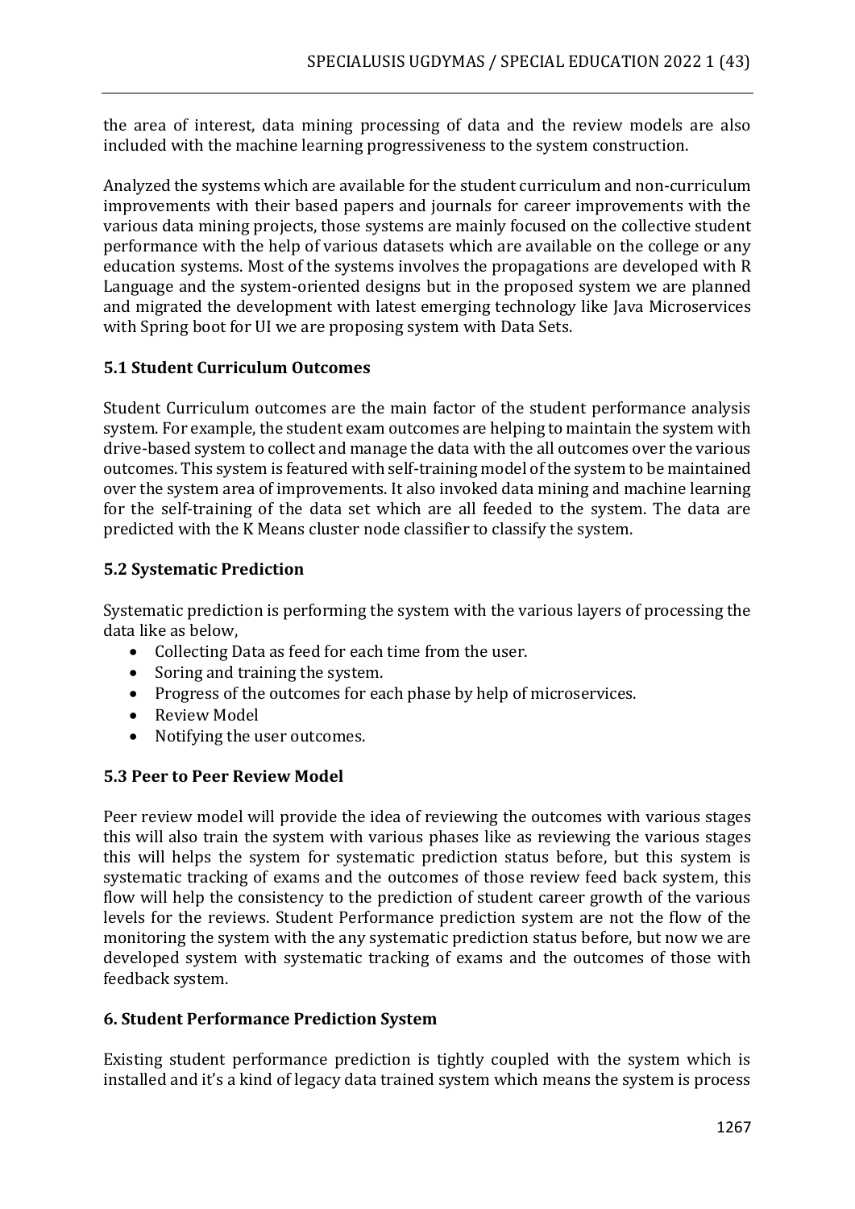the area of interest, data mining processing of data and the review models are also included with the machine learning progressiveness to the system construction.

Analyzed the systems which are available for the student curriculum and non-curriculum improvements with their based papers and journals for career improvements with the various data mining projects, those systems are mainly focused on the collective student performance with the help of various datasets which are available on the college or any education systems. Most of the systems involves the propagations are developed with R Language and the system-oriented designs but in the proposed system we are planned and migrated the development with latest emerging technology like Java Microservices with Spring boot for UI we are proposing system with Data Sets.

### 5.1 Student Curriculum Outcomes

Student Curriculum outcomes are the main factor of the student performance analysis system. For example, the student exam outcomes are helping to maintain the system with drive-based system to collect and manage the data with the all outcomes over the various outcomes. This system is featured with self-training model of the system to be maintained over the system area of improvements. It also invoked data mining and machine learning for the self-training of the data set which are all feeded to the system. The data are predicted with the K Means cluster node classifier to classify the system.

### 5.2 Systematic Prediction

Systematic prediction is performing the system with the various layers of processing the data like as below,

- Collecting Data as feed for each time from the user.
- Soring and training the system.
- Progress of the outcomes for each phase by help of microservices.
- Review Model
- Notifying the user outcomes.

### 5.3 Peer to Peer Review Model

Peer review model will provide the idea of reviewing the outcomes with various stages this will also train the system with various phases like as reviewing the various stages this will helps the system for systematic prediction status before, but this system is systematic tracking of exams and the outcomes of those review feed back system, this flow will help the consistency to the prediction of student career growth of the various levels for the reviews. Student Performance prediction system are not the flow of the monitoring the system with the any systematic prediction status before, but now we are developed system with systematic tracking of exams and the outcomes of those with feedback system.

## 6. Student Performance Prediction System

Existing student performance prediction is tightly coupled with the system which is installed and it's a kind of legacy data trained system which means the system is process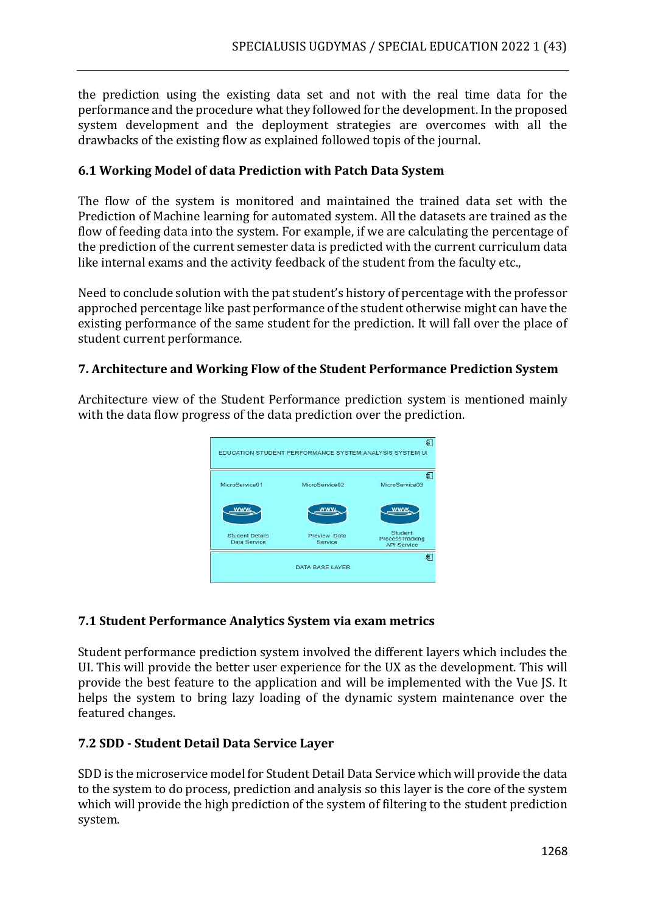the prediction using the existing data set and not with the real time data for the performance and the procedure what they followed for the development. In the proposed system development and the deployment strategies are overcomes with all the drawbacks of the existing flow as explained followed topis of the journal.

### 6.1 Working Model of data Prediction with Patch Data System

The flow of the system is monitored and maintained the trained data set with the Prediction of Machine learning for automated system. All the datasets are trained as the flow of feeding data into the system. For example, if we are calculating the percentage of the prediction of the current semester data is predicted with the current curriculum data like internal exams and the activity feedback of the student from the faculty etc.,

Need to conclude solution with the pat student's history of percentage with the professor approched percentage like past performance of the student otherwise might can have the existing performance of the same student for the prediction. It will fall over the place of student current performance.

## 7. Architecture and Working Flow of the Student Performance Prediction System

Architecture view of the Student Performance prediction system is mentioned mainly with the data flow progress of the data prediction over the prediction.

### 7.1 Student Performance Analytics System via exam metrics

Student performance prediction system involved the different layers which includes the UI. This will provide the better user experience for the UX as the development. This will provide the best feature to the application and will be implemented with the Vue JS. It helps the system to bring lazy loading of the dynamic system maintenance over the featured changes.

### 7.2 SDD - Student Detail Data Service Layer

SDD is the microservice model for Student Detail Data Service which will provide the data to the system to do process, prediction and analysis so this layer is the core of the system which will provide the high prediction of the system of filtering to the student prediction system.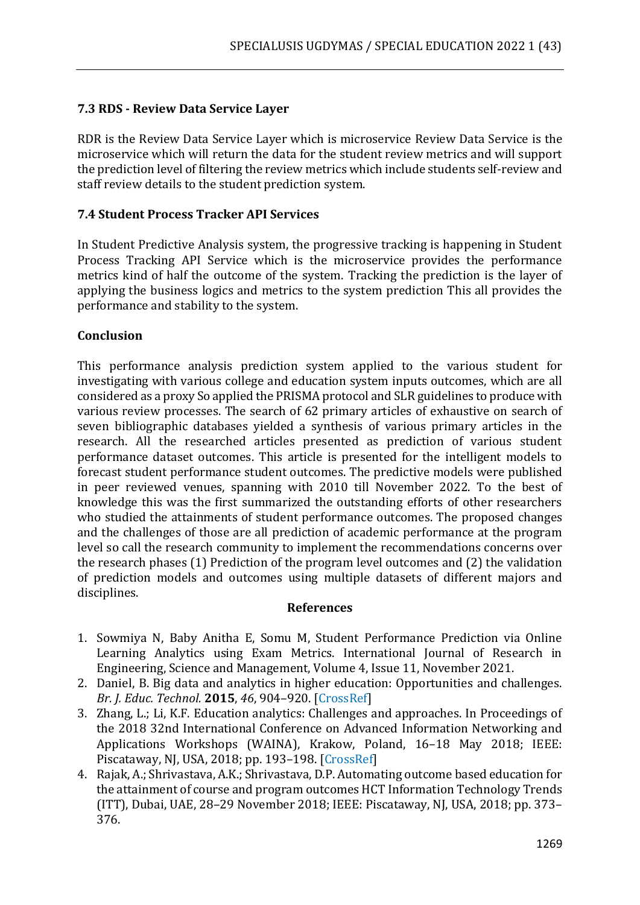### 7.3 RDS - Review Data Service Layer

RDR is the Review Data Service Layer which is microservice Review Data Service is the microservice which will return the data for the student review metrics and will support the prediction level of filtering the review metrics which include students self-review and staff review details to the student prediction system.

### 7.4 Student Process Tracker API Services

In Student Predictive Analysis system, the progressive tracking is happening in Student Process Tracking API Service which is the microservice provides the performance metrics kind of half the outcome of the system. Tracking the prediction is the layer of applying the business logics and metrics to the system prediction This all provides the performance and stability to the system.

### Conclusion

This performance analysis prediction system applied to the various student for investigating with various college and education system inputs outcomes, which are all considered as a proxy So applied the PRISMA protocol and SLR guidelines to produce with various review processes. The search of 62 primary articles of exhaustive on search of seven bibliographic databases yielded a synthesis of various primary articles in the research. All the researched articles presented as prediction of various student performance dataset outcomes. This article is presented for the intelligent models to forecast student performance student outcomes. The predictive models were published in peer reviewed venues, spanning with 2010 till November 2022. To the best of knowledge this was the first summarized the outstanding efforts of other researchers who studied the attainments of student performance outcomes. The proposed changes and the challenges of those are all prediction of academic performance at the program level so call the research community to implement the recommendations concerns over the research phases (1) Prediction of the program level outcomes and (2) the validation of prediction models and outcomes using multiple datasets of different majors and disciplines.

### References

1. Sowmiya N, Baby Anitha E, Somu M, Student Performance Prediction via Online Learning Analytics using Exam Metrics. International Journal of Research in Engineering, Science and Management, Volume 4, Issue 11, November 2021.
2. Daniel, B. Big data and analytics in higher education: Opportunities and challenges. *Br. J. Educ. Technol.* **2015**, *46*, 904–920. [CrossRef]
3. Zhang, L.; Li, K.F. Education analytics: Challenges and approaches. In Proceedings of the 2018 32nd International Conference on Advanced Information Networking and Applications Workshops (WAINA), Krakow, Poland, 16–18 May 2018; IEEE: Piscataway, NJ, USA, 2018; pp. 193–198. [CrossRef]
4. Rajak, A.; Shrivastava, A.K.; Shrivastava, D.P. Automating outcome based education for the attainment of course and program outcomes HCT Information Technology Trends (ITT), Dubai, UAE, 28–29 November 2018; IEEE: Piscataway, NJ, USA, 2018; pp. 373–376.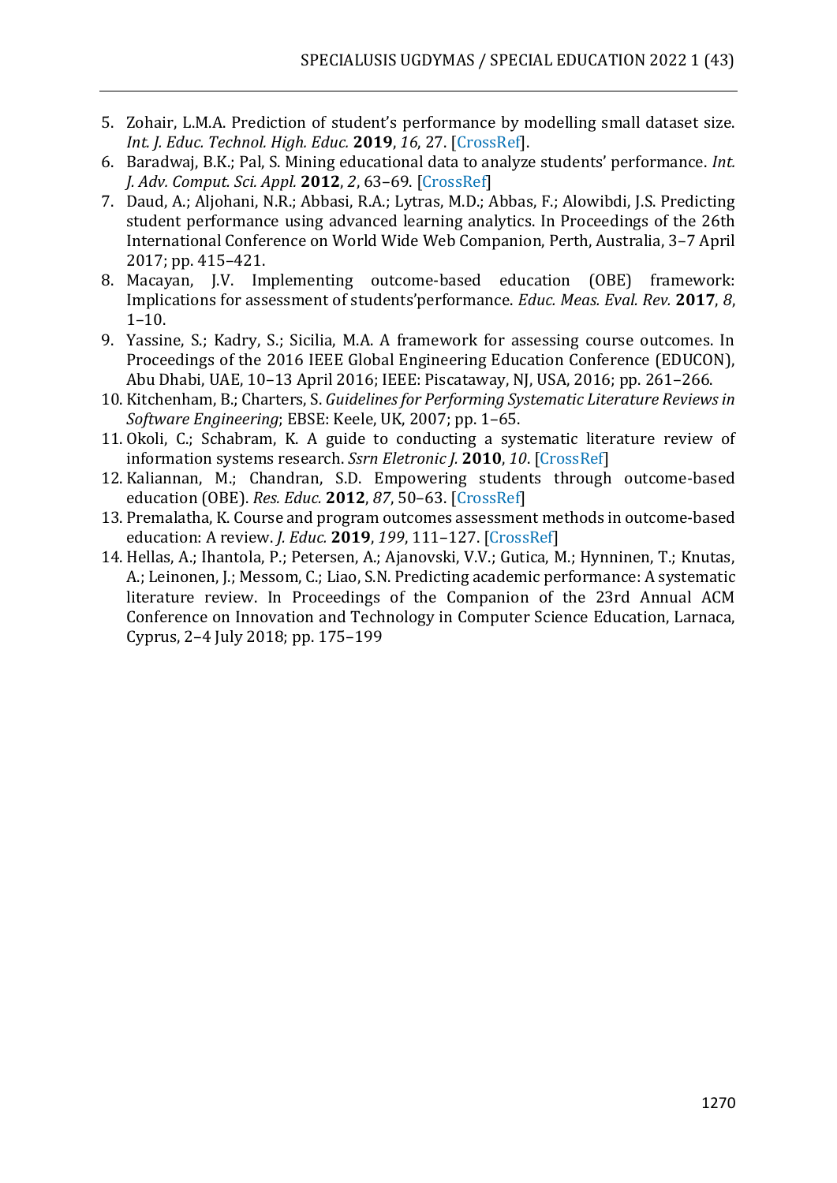5. Zohair, L.M.A. Prediction of student's performance by modelling small dataset size. *Int. J. Educ. Technol. High. Educ.* **2019**, *16*, 27. [CrossRef].
6. Baradwaj, B.K.; Pal, S. Mining educational data to analyze students' performance. *Int. J. Adv. Comput. Sci. Appl.* **2012**, *2*, 63–69. [CrossRef]
7. Daud, A.; Aljohani, N.R.; Abbasi, R.A.; Lytras, M.D.; Abbas, F.; Alowibdi, J.S. Predicting student performance using advanced learning analytics. In Proceedings of the 26th International Conference on World Wide Web Companion, Perth, Australia, 3–7 April 2017; pp. 415–421.
8. Macayan, J.V. Implementing outcome-based education (OBE) framework: Implications for assessment of students'performance. *Educ. Meas. Eval. Rev.* **2017**, *8*, 1–10.
9. Yassine, S.; Kadry, S.; Sicilia, M.A. A framework for assessing course outcomes. In Proceedings of the 2016 IEEE Global Engineering Education Conference (EDUCON), Abu Dhabi, UAE, 10–13 April 2016; IEEE: Piscataway, NJ, USA, 2016; pp. 261–266.
10. Kitchenham, B.; Charters, S. *Guidelines for Performing Systematic Literature Reviews in Software Engineering*; EBSE: Keele, UK, 2007; pp. 1–65.
11. Okoli, C.; Schabram, K. A guide to conducting a systematic literature review of information systems research. *Ssrn Eletronic J.* **2010**, *10*. [CrossRef]
12. Kaliannan, M.; Chandran, S.D. Empowering students through outcome-based education (OBE). *Res. Educ.* **2012**, *87*, 50–63. [CrossRef]
13. Premalatha, K. Course and program outcomes assessment methods in outcome-based education: A review. *J. Educ.* **2019**, *199*, 111–127. [CrossRef]
14. Hellas, A.; Ihantola, P.; Petersen, A.; Ajanovski, V.V.; Gutica, M.; Hynninen, T.; Knutas, A.; Leinonen, J.; Messom, C.; Liao, S.N. Predicting academic performance: A systematic literature review. In Proceedings of the Companion of the 23rd Annual ACM Conference on Innovation and Technology in Computer Science Education, Larnaca, Cyprus, 2–4 July 2018; pp. 175–199